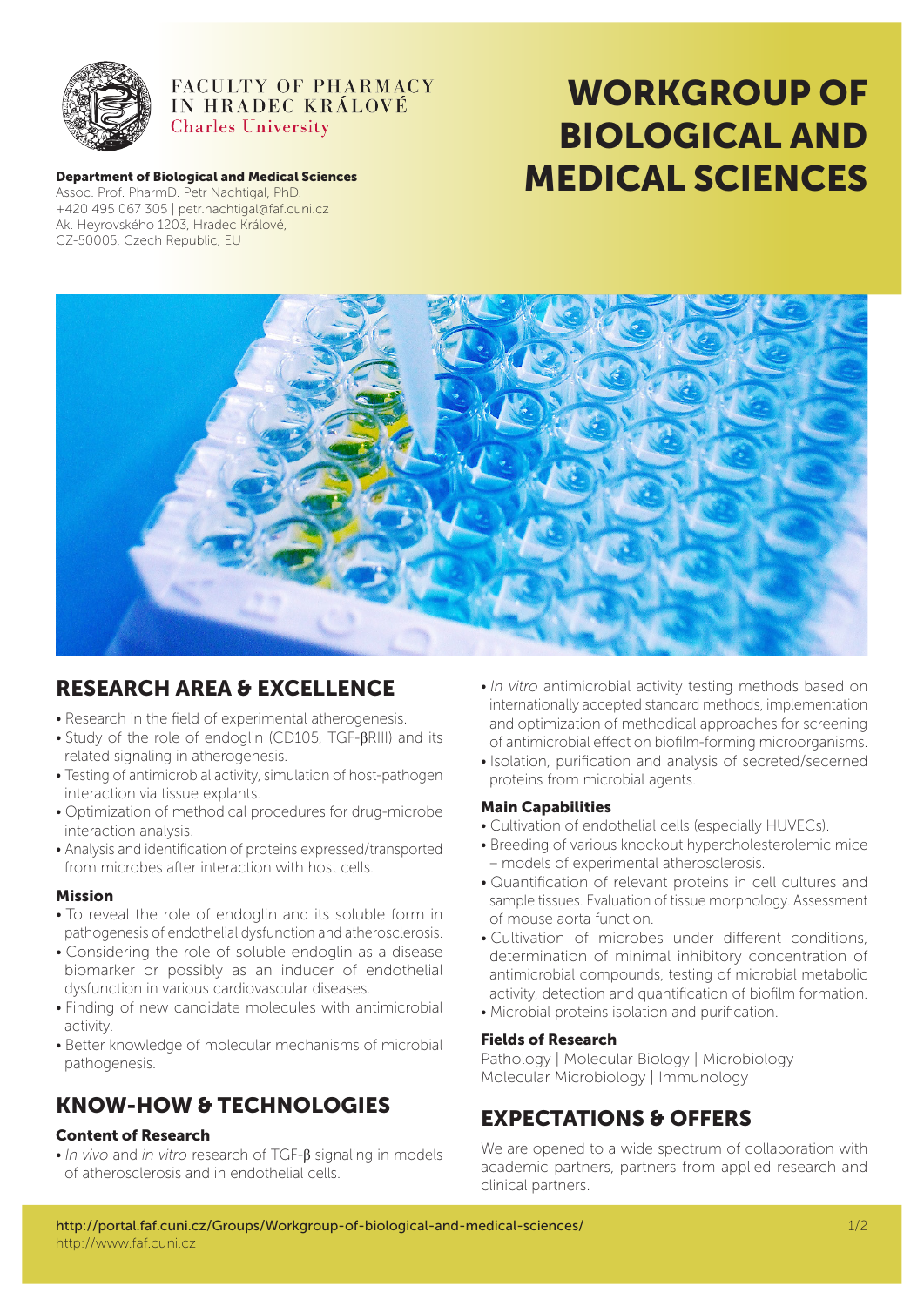FACULTY OF PHARMACY IN HRADEC KRÁLOVÉ
Charles University

**Department of Biological and Medical Sciences**
Assoc. Prof. PharmD. Petr Nachtigal, PhD.
+420 495 067 305 | petr.nachtigal@faf.cuni.cz
Ak. Heyrovského 1203, Hradec Králové,
CZ-50005, Czech Republic, EU

# WORKGROUP OF BIOLOGICAL AND MEDICAL SCIENCES

## RESEARCH AREA & EXCELLENCE

- Research in the field of experimental atherogenesis.
- Study of the role of endoglin (CD105, TGF-βRIII) and its related signaling in atherogenesis.
- Testing of antimicrobial activity, simulation of host-pathogen interaction via tissue explants.
- Optimization of methodical procedures for drug-microbe interaction analysis.
- Analysis and identification of proteins expressed/transported from microbes after interaction with host cells.

### Mission

- To reveal the role of endoglin and its soluble form in pathogenesis of endothelial dysfunction and atherosclerosis.
- Considering the role of soluble endoglin as a disease biomarker or possibly as an inducer of endothelial dysfunction in various cardiovascular diseases.
- Finding of new candidate molecules with antimicrobial activity.
- Better knowledge of molecular mechanisms of microbial pathogenesis.

## KNOW-HOW & TECHNOLOGIES

### Content of Research

- *In vivo* and *in vitro* research of TGF-β signaling in models of atherosclerosis and in endothelial cells.
- *In vitro* antimicrobial activity testing methods based on internationally accepted standard methods, implementation and optimization of methodical approaches for screening of antimicrobial effect on biofilm-forming microorganisms.
- Isolation, purification and analysis of secreted/secerned proteins from microbial agents.

### Main Capabilities

- Cultivation of endothelial cells (especially HUVECs).
- Breeding of various knockout hypercholesterolemic mice – models of experimental atherosclerosis.
- Quantification of relevant proteins in cell cultures and sample tissues. Evaluation of tissue morphology. Assessment of mouse aorta function.
- Cultivation of microbes under different conditions, determination of minimal inhibitory concentration of antimicrobial compounds, testing of microbial metabolic activity, detection and quantification of biofilm formation.
- Microbial proteins isolation and purification.

### Fields of Research

Pathology | Molecular Biology | Microbiology
Molecular Microbiology | Immunology

## EXPECTATIONS & OFFERS

We are opened to a wide spectrum of collaboration with academic partners, partners from applied research and clinical partners.

http://portal.faf.cuni.cz/Groups/Workgroup-of-biological-and-medical-sciences/
http://www.faf.cuni.cz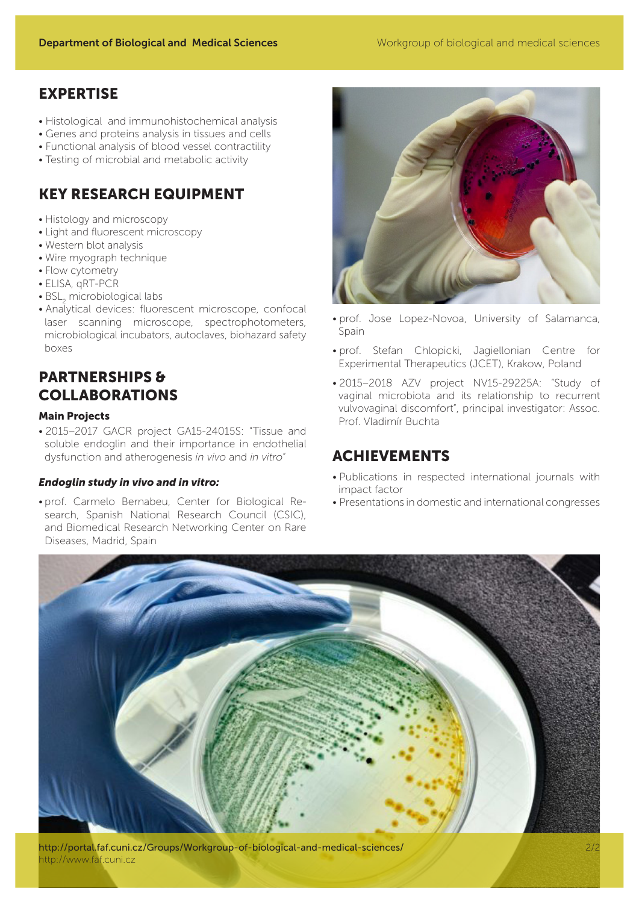## EXPERTISE

- Histological and immunohistochemical analysis
- Genes and proteins analysis in tissues and cells
- Functional analysis of blood vessel contractility
- Testing of microbial and metabolic activity

## KEY RESEARCH EQUIPMENT

- Histology and microscopy
- Light and fluorescent microscopy
- Western blot analysis
- Wire myograph technique
- Flow cytometry
- ELISA, qRT-PCR
- $BSL_2$ microbiological labs
- Analytical devices: fluorescent microscope, confocal laser scanning microscope, spectrophotometers, microbiological incubators, autoclaves, biohazard safety boxes

## PARTNERSHIPS & COLLABORATIONS

### Main Projects

- 2015–2017 GACR project GA15-24015S: "Tissue and soluble endoglin and their importance in endothelial dysfunction and atherogenesis *in vivo* and *in vitro*"

#### *Endoglin study in vivo and in vitro:*

- prof. Carmelo Bernabeu, Center for Biological Research, Spanish National Research Council (CSIC), and Biomedical Research Networking Center on Rare Diseases, Madrid, Spain
- prof. Jose Lopez-Novoa, University of Salamanca, Spain
- prof. Stefan Chlopicki, Jagiellonian Centre for Experimental Therapeutics (JCET), Krakow, Poland
- 2015–2018 AZV project NV15-29225A: "Study of vaginal microbiota and its relationship to recurrent vulvovaginal discomfort", principal investigator: Assoc. Prof. Vladimír Buchta

## ACHIEVEMENTS

- Publications in respected international journals with impact factor
- Presentations in domestic and international congresses

http://portal.faf.cuni.cz/Groups/Workgroup-of-biological-and-medical-sciences/
http://www.faf.cuni.cz